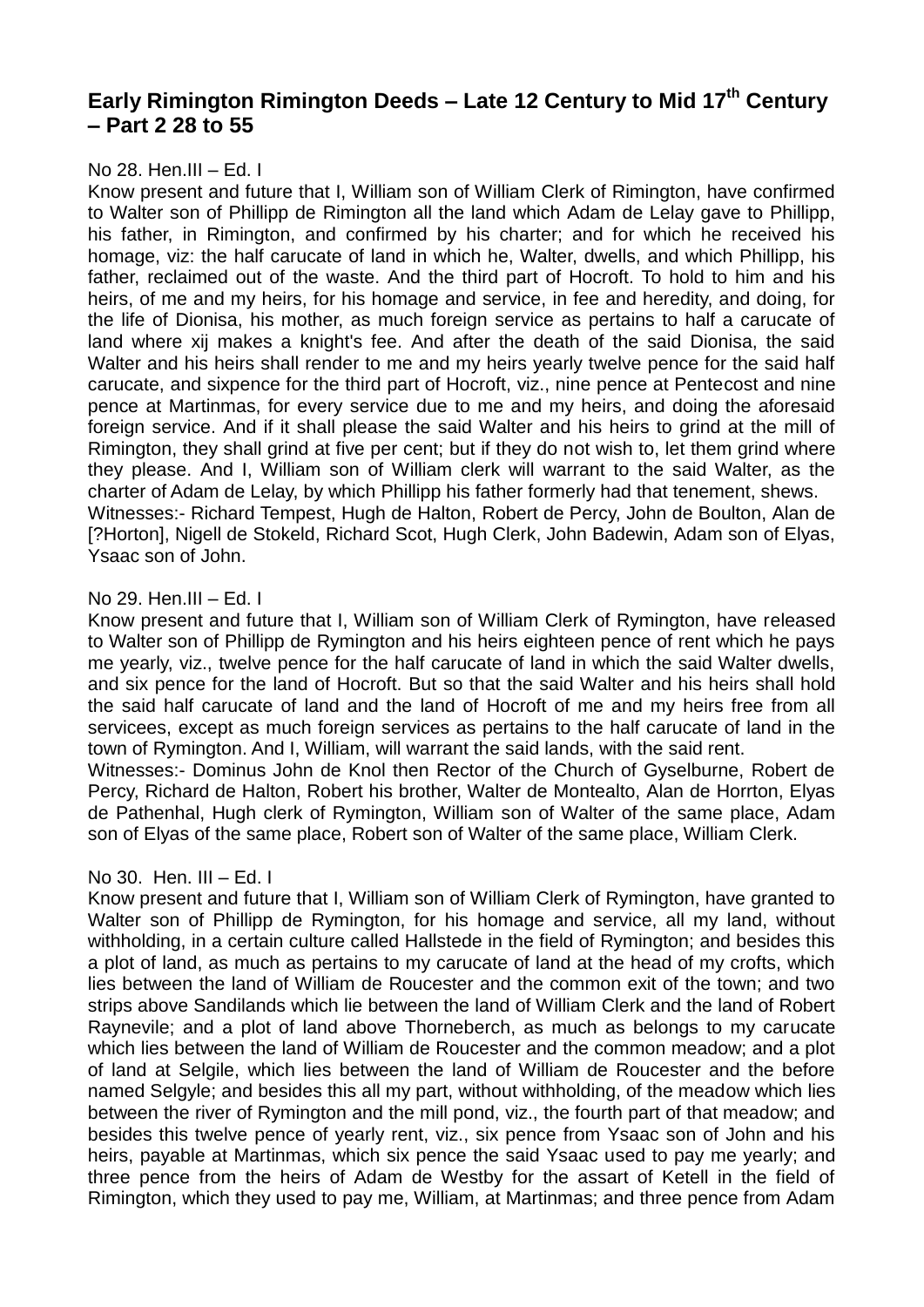# Early Rimington Rimington Deeds – Late 12 Century to Mid 17th Century – Part 2 28 to 55

No 28. Hen.III – Ed. I

Know present and future that I, William son of William Clerk of Rimington, have confirmed to Walter son of Phillipp de Rimington all the land which Adam de Lelay gave to Phillipp, his father, in Rimington, and confirmed by his charter; and for which he received his homage, viz: the half carucate of land in which he, Walter, dwells, and which Phillipp, his father, reclaimed out of the waste. And the third part of Hocroft. To hold to him and his heirs, of me and my heirs, for his homage and service, in fee and heredity, and doing, for the life of Dionisa, his mother, as much foreign service as pertains to half a carucate of land where xij makes a knight's fee. And after the death of the said Dionisa, the said Walter and his heirs shall render to me and my heirs yearly twelve pence for the said half carucate, and sixpence for the third part of Hocroft, viz., nine pence at Pentecost and nine pence at Martinmas, for every service due to me and my heirs, and doing the aforesaid foreign service. And if it shall please the said Walter and his heirs to grind at the mill of Rimington, they shall grind at five per cent; but if they do not wish to, let them grind where they please. And I, William son of William clerk will warrant to the said Walter, as the charter of Adam de Lelay, by which Phillipp his father formerly had that tenement, shews.

Witnesses:- Richard Tempest, Hugh de Halton, Robert de Percy, John de Boulton, Alan de [?Horton], Nigell de Stokeld, Richard Scot, Hugh Clerk, John Badewin, Adam son of Elyas, Ysaac son of John.

No 29. Hen.III – Ed. I

Know present and future that I, William son of William Clerk of Rymington, have released to Walter son of Phillipp de Rymington and his heirs eighteen pence of rent which he pays me yearly, viz., twelve pence for the half carucate of land in which the said Walter dwells, and six pence for the land of Hocroft. But so that the said Walter and his heirs shall hold the said half carucate of land and the land of Hocroft of me and my heirs free from all servicees, except as much foreign services as pertains to the half carucate of land in the town of Rymington. And I, William, will warrant the said lands, with the said rent.

Witnesses:- Dominus John de Knol then Rector of the Church of Gyselburne, Robert de Percy, Richard de Halton, Robert his brother, Walter de Montealto, Alan de Horrton, Elyas de Pathenhal, Hugh clerk of Rymington, William son of Walter of the same place, Adam son of Elyas of the same place, Robert son of Walter of the same place, William Clerk.

No 30. Hen. III – Ed. I

Know present and future that I, William son of William Clerk of Rymington, have granted to Walter son of Phillipp de Rymington, for his homage and service, all my land, without withholding, in a certain culture called Hallstede in the field of Rymington; and besides this a plot of land, as much as pertains to my carucate of land at the head of my crofts, which lies between the land of William de Roucester and the common exit of the town; and two strips above Sandilands which lie between the land of William Clerk and the land of Robert Raynevile; and a plot of land above Thorneberch, as much as belongs to my carucate which lies between the land of William de Roucester and the common meadow; and a plot of land at Selgile, which lies between the land of William de Roucester and the before named Selgyle; and besides this all my part, without withholding, of the meadow which lies between the river of Rymington and the mill pond, viz., the fourth part of that meadow; and besides this twelve pence of yearly rent, viz., six pence from Ysaac son of John and his heirs, payable at Martinmas, which six pence the said Ysaac used to pay me yearly; and three pence from the heirs of Adam de Westby for the assart of Ketell in the field of Rimington, which they used to pay me, William, at Martinmas; and three pence from Adam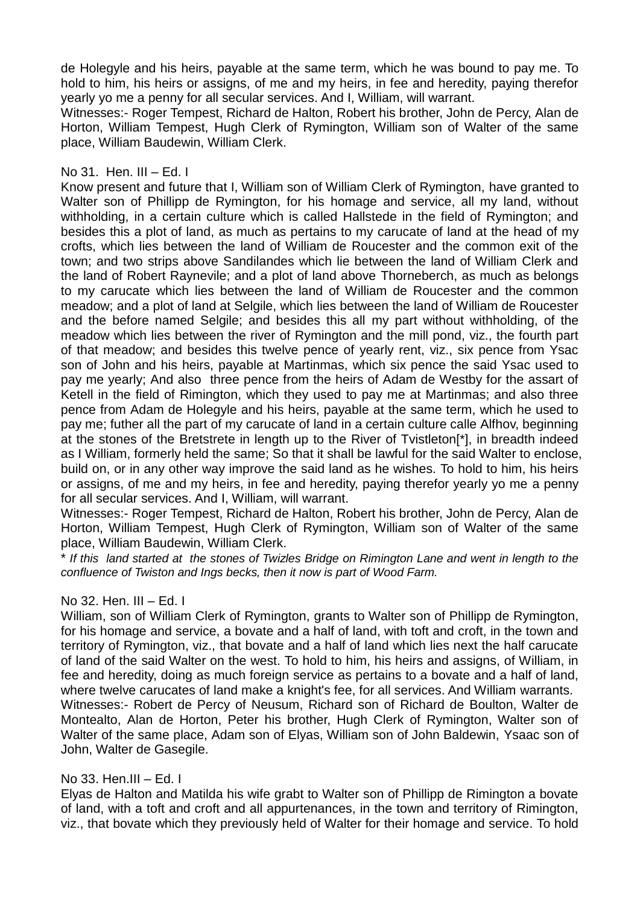de Holegyle and his heirs, payable at the same term, which he was bound to pay me. To hold to him, his heirs or assigns, of me and my heirs, in fee and heredity, paying therefor yearly yo me a penny for all secular services. And I, William, will warrant.

Witnesses:- Roger Tempest, Richard de Halton, Robert his brother, John de Percy, Alan de Horton, William Tempest, Hugh Clerk of Rymington, William son of Walter of the same place, William Baudewin, William Clerk.

No 31. Hen. III – Ed. I

Know present and future that I, William son of William Clerk of Rymington, have granted to Walter son of Phillipp de Rymington, for his homage and service, all my land, without withholding, in a certain culture which is called Hallstede in the field of Rymington; and besides this a plot of land, as much as pertains to my carucate of land at the head of my crofts, which lies between the land of William de Roucester and the common exit of the town; and two strips above Sandilandes which lie between the land of William Clerk and the land of Robert Raynevile; and a plot of land above Thorneberch, as much as belongs to my carucate which lies between the land of William de Roucester and the common meadow; and a plot of land at Selgile, which lies between the land of William de Roucester and the before named Selgile; and besides this all my part without withholding, of the meadow which lies between the river of Rymington and the mill pond, viz., the fourth part of that meadow; and besides this twelve pence of yearly rent, viz., six pence from Ysac son of John and his heirs, payable at Martinmas, which six pence the said Ysac used to pay me yearly; And also three pence from the heirs of Adam de Westby for the assart of Ketell in the field of Rimington, which they used to pay me at Martinmas; and also three pence from Adam de Holegyle and his heirs, payable at the same term, which he used to pay me; futher all the part of my carucate of land in a certain culture calle Alfhov, beginning at the stones of the Bretstrete in length up to the River of Tvistleton[*], in breadth indeed as I William, formerly held the same; So that it shall be lawful for the said Walter to enclose, build on, or in any other way improve the said land as he wishes. To hold to him, his heirs or assigns, of me and my heirs, in fee and heredity, paying therefor yearly yo me a penny for all secular services. And I, William, will warrant.

Witnesses:- Roger Tempest, Richard de Halton, Robert his brother, John de Percy, Alan de Horton, William Tempest, Hugh Clerk of Rymington, William son of Walter of the same place, William Baudewin, William Clerk.

\* *If this land started at the stones of Twizles Bridge on Rimington Lane and went in length to the confluence of Twiston and Ings becks, then it now is part of Wood Farm.*

No 32. Hen. III – Ed. I

William, son of William Clerk of Rymington, grants to Walter son of Phillipp de Rymington, for his homage and service, a bovate and a half of land, with toft and croft, in the town and territory of Rymington, viz., that bovate and a half of land which lies next the half carucate of land of the said Walter on the west. To hold to him, his heirs and assigns, of William, in fee and heredity, doing as much foreign service as pertains to a bovate and a half of land, where twelve carucates of land make a knight's fee, for all services. And William warrants.

Witnesses:- Robert de Percy of Neusum, Richard son of Richard de Boulton, Walter de Montealto, Alan de Horton, Peter his brother, Hugh Clerk of Rymington, Walter son of Walter of the same place, Adam son of Elyas, William son of John Baldewin, Ysaac son of John, Walter de Gasegile.

No 33. Hen.III – Ed. I

Elyas de Halton and Matilda his wife grabt to Walter son of Phillipp de Rimington a bovate of land, with a toft and croft and all appurtenances, in the town and territory of Rimington, viz., that bovate which they previously held of Walter for their homage and service. To hold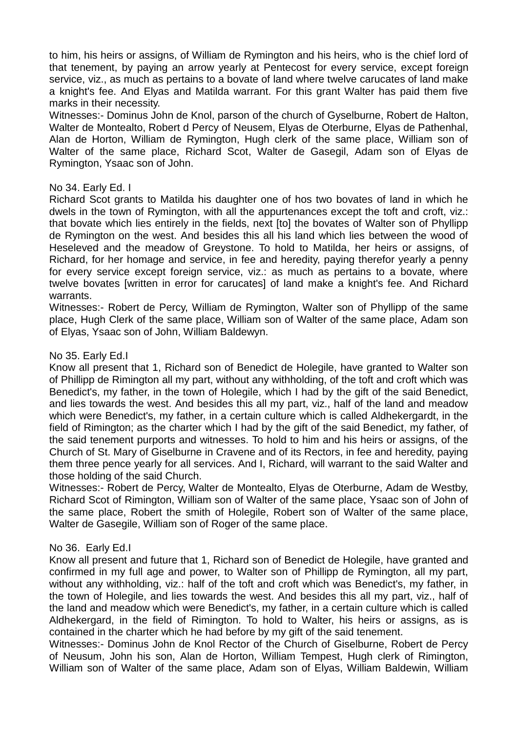to him, his heirs or assigns, of William de Rymington and his heirs, who is the chief lord of that tenement, by paying an arrow yearly at Pentecost for every service, except foreign service, viz., as much as pertains to a bovate of land where twelve carucates of land make a knight's fee. And Elyas and Matilda warrant. For this grant Walter has paid them five marks in their necessity.

Witnesses:- Dominus John de Knol, parson of the church of Gyselburne, Robert de Halton, Walter de Montealto, Robert d Percy of Neusem, Elyas de Oterburne, Elyas de Pathenhal, Alan de Horton, William de Rymington, Hugh clerk of the same place, William son of Walter of the same place, Richard Scot, Walter de Gasegil, Adam son of Elyas de Rymington, Ysaac son of John.

No 34. Early Ed. I

Richard Scot grants to Matilda his daughter one of hos two bovates of land in which he dwels in the town of Rymington, with all the appurtenances except the toft and croft, viz.: that bovate which lies entirely in the fields, next [to] the bovates of Walter son of Phyllipp de Rymington on the west. And besides this all his land which lies between the wood of Heseleved and the meadow of Greystone. To hold to Matilda, her heirs or assigns, of Richard, for her homage and service, in fee and heredity, paying therefor yearly a penny for every service except foreign service, viz.: as much as pertains to a bovate, where twelve bovates [written in error for carucates] of land make a knight's fee. And Richard warrants.

Witnesses:- Robert de Percy, William de Rymington, Walter son of Phyllipp of the same place, Hugh Clerk of the same place, William son of Walter of the same place, Adam son of Elyas, Ysaac son of John, William Baldewyn.

No 35. Early Ed.I

Know all present that 1, Richard son of Benedict de Holegile, have granted to Walter son of Phillipp de Rimington all my part, without any withholding, of the toft and croft which was Benedict's, my father, in the town of Holegile, which I had by the gift of the said Benedict, and lies towards the west. And besides this all my part, viz., half of the land and meadow which were Benedict's, my father, in a certain culture which is called Aldhekergardt, in the field of Rimington; as the charter which I had by the gift of the said Benedict, my father, of the said tenement purports and witnesses. To hold to him and his heirs or assigns, of the Church of St. Mary of Giselburne in Cravene and of its Rectors, in fee and heredity, paying them three pence yearly for all services. And I, Richard, will warrant to the said Walter and those holding of the said Church.

Witnesses:- Robert de Percy, Walter de Montealto, Elyas de Oterburne, Adam de Westby, Richard Scot of Rimington, William son of Walter of the same place, Ysaac son of John of the same place, Robert the smith of Holegile, Robert son of Walter of the same place, Walter de Gasegile, William son of Roger of the same place.

No 36. Early Ed.I

Know all present and future that 1, Richard son of Benedict de Holegile, have granted and confirmed in my full age and power, to Walter son of Phillipp de Rymington, all my part, without any withholding, viz.: half of the toft and croft which was Benedict's, my father, in the town of Holegile, and lies towards the west. And besides this all my part, viz., half of the land and meadow which were Benedict's, my father, in a certain culture which is called Aldhekergard, in the field of Rimington. To hold to Walter, his heirs or assigns, as is contained in the charter which he had before by my gift of the said tenement.

Witnesses:- Dominus John de Knol Rector of the Church of Giselburne, Robert de Percy of Neusum, John his son, Alan de Horton, William Tempest, Hugh clerk of Rimington, William son of Walter of the same place, Adam son of Elyas, William Baldewin, William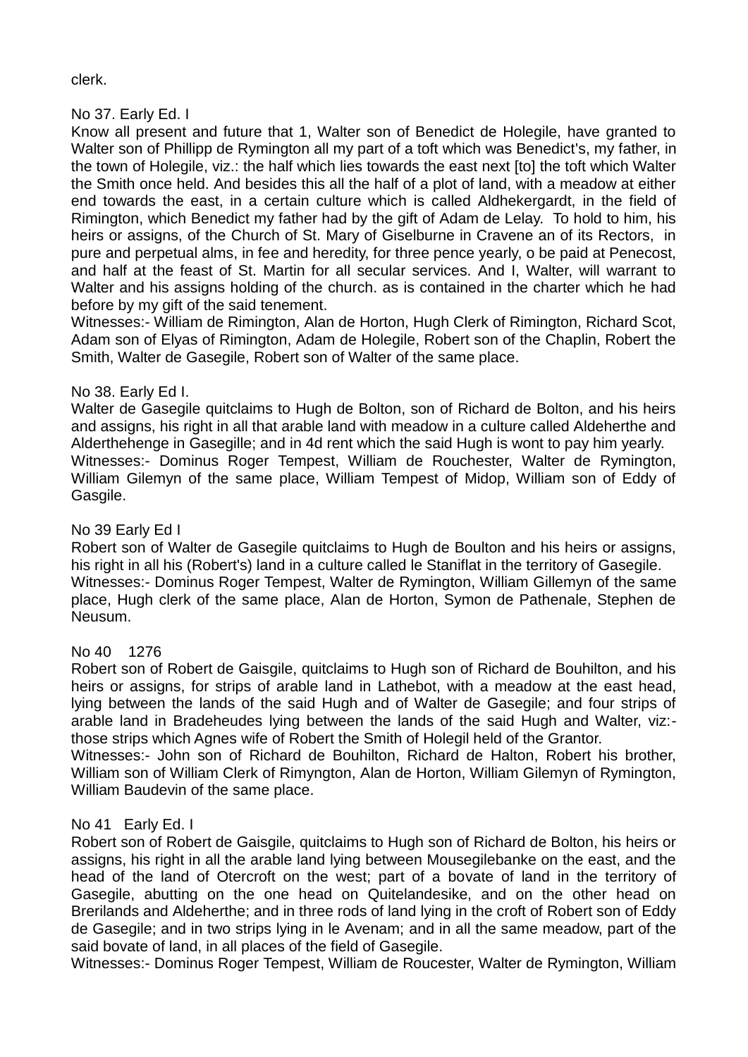clerk.

No 37. Early Ed. I

Know all present and future that 1, Walter son of Benedict de Holegile, have granted to Walter son of Phillipp de Rymington all my part of a toft which was Benedict's, my father, in the town of Holegile, viz.: the half which lies towards the east next [to] the toft which Walter the Smith once held. And besides this all the half of a plot of land, with a meadow at either end towards the east, in a certain culture which is called Aldhekergardt, in the field of Rimington, which Benedict my father had by the gift of Adam de Lelay. To hold to him, his heirs or assigns, of the Church of St. Mary of Giselburne in Cravene an of its Rectors, in pure and perpetual alms, in fee and heredity, for three pence yearly, o be paid at Penecost, and half at the feast of St. Martin for all secular services. And I, Walter, will warrant to Walter and his assigns holding of the church. as is contained in the charter which he had before by my gift of the said tenement.

Witnesses:- William de Rimington, Alan de Horton, Hugh Clerk of Rimington, Richard Scot, Adam son of Elyas of Rimington, Adam de Holegile, Robert son of the Chaplin, Robert the Smith, Walter de Gasegile, Robert son of Walter of the same place.

No 38. Early Ed I.

Walter de Gasegile quitclaims to Hugh de Bolton, son of Richard de Bolton, and his heirs and assigns, his right in all that arable land with meadow in a culture called Aldeherthe and Alderthehenge in Gasegille; and in 4d rent which the said Hugh is wont to pay him yearly.

Witnesses:- Dominus Roger Tempest, William de Rouchester, Walter de Rymington, William Gilemyn of the same place, William Tempest of Midop, William son of Eddy of Gasgile.

No 39 Early Ed I

Robert son of Walter de Gasegile quitclaims to Hugh de Boulton and his heirs or assigns, his right in all his (Robert's) land in a culture called le Staniflat in the territory of Gasegile.

Witnesses:- Dominus Roger Tempest, Walter de Rymington, William Gillemyn of the same place, Hugh clerk of the same place, Alan de Horton, Symon de Pathenale, Stephen de Neusum.

No 40 1276

Robert son of Robert de Gaisgile, quitclaims to Hugh son of Richard de Bouhilton, and his heirs or assigns, for strips of arable land in Lathebot, with a meadow at the east head, lying between the lands of the said Hugh and of Walter de Gasegile; and four strips of arable land in Bradeheudes lying between the lands of the said Hugh and Walter, viz:- those strips which Agnes wife of Robert the Smith of Holegil held of the Grantor.

Witnesses:- John son of Richard de Bouhilton, Richard de Halton, Robert his brother, William son of William Clerk of Rimyngton, Alan de Horton, William Gilemyn of Rymington, William Baudevin of the same place.

No 41 Early Ed. I

Robert son of Robert de Gaisgile, quitclaims to Hugh son of Richard de Bolton, his heirs or assigns, his right in all the arable land lying between Mousegilebanke on the east, and the head of the land of Otercroft on the west; part of a bovate of land in the territory of Gasegile, abutting on the one head on Quitelandesike, and on the other head on Brerilands and Aldeherthe; and in three rods of land lying in the croft of Robert son of Eddy de Gasegile; and in two strips lying in le Avenam; and in all the same meadow, part of the said bovate of land, in all places of the field of Gasegile.

Witnesses:- Dominus Roger Tempest, William de Roucester, Walter de Rymington, William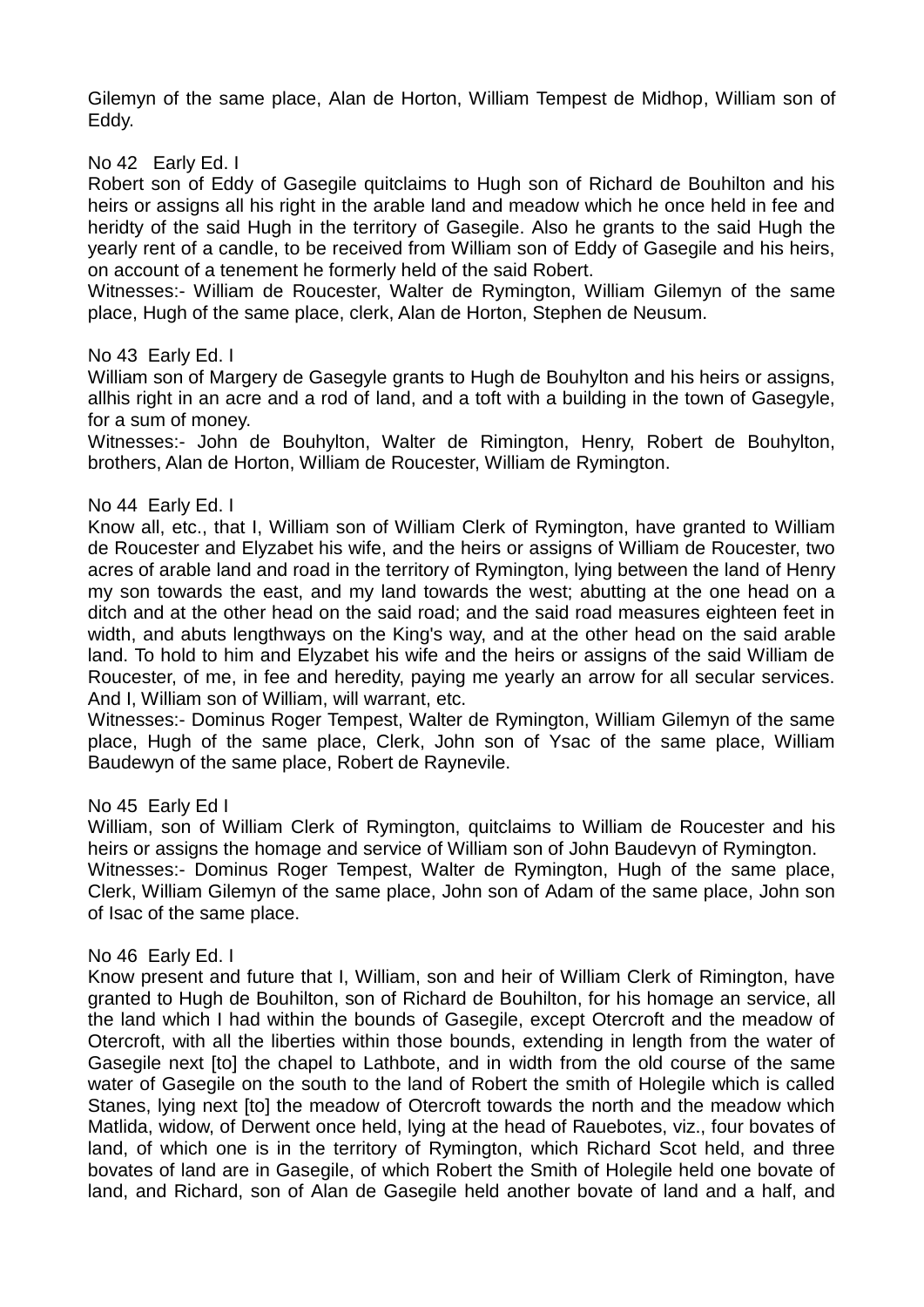Gilemyn of the same place, Alan de Horton, William Tempest de Midhop, William son of Eddy.

No 42 Early Ed. I

Robert son of Eddy of Gasegile quitclaims to Hugh son of Richard de Bouhilton and his heirs or assigns all his right in the arable land and meadow which he once held in fee and heridty of the said Hugh in the territory of Gasegile. Also he grants to the said Hugh the yearly rent of a candle, to be received from William son of Eddy of Gasegile and his heirs, on account of a tenement he formerly held of the said Robert.

Witnesses:- William de Roucester, Walter de Rymington, William Gilemyn of the same place, Hugh of the same place, clerk, Alan de Horton, Stephen de Neusum.

No 43 Early Ed. I

William son of Margery de Gasegyle grants to Hugh de Bouhylton and his heirs or assigns, allhis right in an acre and a rod of land, and a toft with a building in the town of Gasegyle, for a sum of money.

Witnesses:- John de Bouhylton, Walter de Rimington, Henry, Robert de Bouhylton, brothers, Alan de Horton, William de Roucester, William de Rymington.

No 44 Early Ed. I

Know all, etc., that I, William son of William Clerk of Rymington, have granted to William de Roucester and Elyzabet his wife, and the heirs or assigns of William de Roucester, two acres of arable land and road in the territory of Rymington, lying between the land of Henry my son towards the east, and my land towards the west; abutting at the one head on a ditch and at the other head on the said road; and the said road measures eighteen feet in width, and abuts lengthways on the King's way, and at the other head on the said arable land. To hold to him and Elyzabet his wife and the heirs or assigns of the said William de Roucester, of me, in fee and heredity, paying me yearly an arrow for all secular services. And I, William son of William, will warrant, etc.

Witnesses:- Dominus Roger Tempest, Walter de Rymington, William Gilemyn of the same place, Hugh of the same place, Clerk, John son of Ysac of the same place, William Baudewyn of the same place, Robert de Raynevile.

No 45 Early Ed I

William, son of William Clerk of Rymington, quitclaims to William de Roucester and his heirs or assigns the homage and service of William son of John Baudevyn of Rymington.

Witnesses:- Dominus Roger Tempest, Walter de Rymington, Hugh of the same place, Clerk, William Gilemyn of the same place, John son of Adam of the same place, John son of Isac of the same place.

No 46 Early Ed. I

Know present and future that I, William, son and heir of William Clerk of Rimington, have granted to Hugh de Bouhilton, son of Richard de Bouhilton, for his homage an service, all the land which I had within the bounds of Gasegile, except Otercroft and the meadow of Otercroft, with all the liberties within those bounds, extending in length from the water of Gasegile next [to] the chapel to Lathbote, and in width from the old course of the same water of Gasegile on the south to the land of Robert the smith of Holegile which is called Stanes, lying next [to] the meadow of Otercroft towards the north and the meadow which Matlida, widow, of Derwent once held, lying at the head of Rauebotes, viz., four bovates of land, of which one is in the territory of Rymington, which Richard Scot held, and three bovates of land are in Gasegile, of which Robert the Smith of Holegile held one bovate of land, and Richard, son of Alan de Gasegile held another bovate of land and a half, and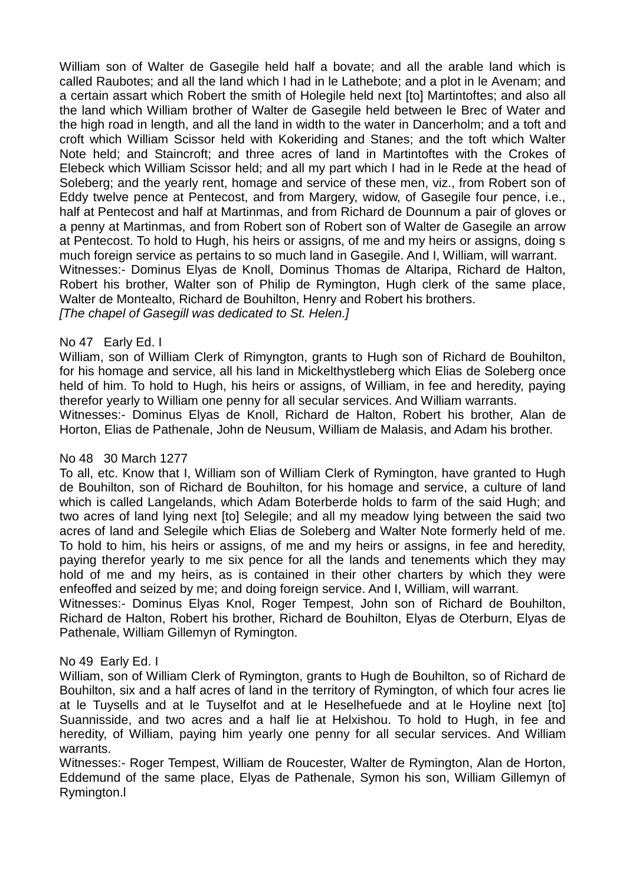William son of Walter de Gasegile held half a bovate; and all the arable land which is called Raubotes; and all the land which I had in le Lathebote; and a plot in le Avenam; and a certain assart which Robert the smith of Holegile held next [to] Martintoftes; and also all the land which William brother of Walter de Gasegile held between le Brec of Water and the high road in length, and all the land in width to the water in Dancerholm; and a toft and croft which William Scissor held with Kokeriding and Stanes; and the toft which Walter Note held; and Staincroft; and three acres of land in Martintoftes with the Crokes of Elebeck which William Scissor held; and all my part which I had in le Rede at the head of Soleberg; and the yearly rent, homage and service of these men, viz., from Robert son of Eddy twelve pence at Pentecost, and from Margery, widow, of Gasegile four pence, i.e., half at Pentecost and half at Martinmas, and from Richard de Dounnum a pair of gloves or a penny at Martinmas, and from Robert son of Robert son of Walter de Gasegile an arrow at Pentecost. To hold to Hugh, his heirs or assigns, of me and my heirs or assigns, doing s much foreign service as pertains to so much land in Gasegile. And I, William, will warrant.
Witnesses:- Dominus Elyas de Knoll, Dominus Thomas de Altaripa, Richard de Halton, Robert his brother, Walter son of Philip de Rymington, Hugh clerk of the same place, Walter de Montealto, Richard de Bouhilton, Henry and Robert his brothers.
*[The chapel of Gasegill was dedicated to St. Helen.]*

No 47 Early Ed. I
William, son of William Clerk of Rimyngton, grants to Hugh son of Richard de Bouhilton, for his homage and service, all his land in Mickelthystleberg which Elias de Soleberg once held of him. To hold to Hugh, his heirs or assigns, of William, in fee and heredity, paying therefor yearly to William one penny for all secular services. And William warrants.
Witnesses:- Dominus Elyas de Knoll, Richard de Halton, Robert his brother, Alan de Horton, Elias de Pathenale, John de Neusum, William de Malasis, and Adam his brother.

No 48 30 March 1277
To all, etc. Know that I, William son of William Clerk of Rymington, have granted to Hugh de Bouhilton, son of Richard de Bouhilton, for his homage and service, a culture of land which is called Langelands, which Adam Boterberde holds to farm of the said Hugh; and two acres of land lying next [to] Selegile; and all my meadow lying between the said two acres of land and Selegile which Elias de Soleberg and Walter Note formerly held of me. To hold to him, his heirs or assigns, of me and my heirs or assigns, in fee and heredity, paying therefor yearly to me six pence for all the lands and tenements which they may hold of me and my heirs, as is contained in their other charters by which they were enfeoffed and seized by me; and doing foreign service. And I, William, will warrant.
Witnesses:- Dominus Elyas Knol, Roger Tempest, John son of Richard de Bouhilton, Richard de Halton, Robert his brother, Richard de Bouhilton, Elyas de Oterburn, Elyas de Pathenale, William Gillemyn of Rymington.

No 49 Early Ed. I
William, son of William Clerk of Rymington, grants to Hugh de Bouhilton, so of Richard de Bouhilton, six and a half acres of land in the territory of Rymington, of which four acres lie at le Tuysells and at le Tuyselfot and at le Heselhefuede and at le Hoyline next [to] Suannisside, and two acres and a half lie at Helxishou. To hold to Hugh, in fee and heredity, of William, paying him yearly one penny for all secular services. And William warrants.
Witnesses:- Roger Tempest, William de Roucester, Walter de Rymington, Alan de Horton, Eddemund of the same place, Elyas de Pathenale, Symon his son, William Gillemyn of Rymington.l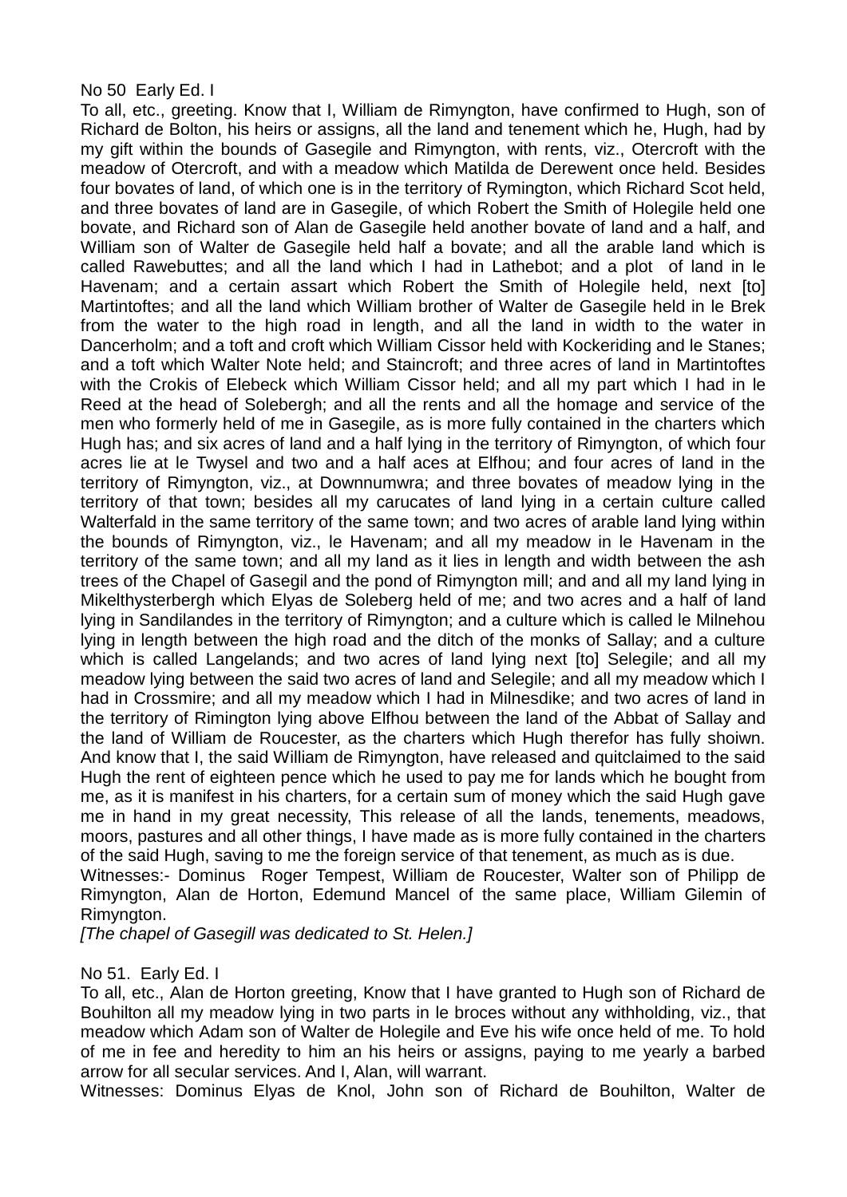No 50 Early Ed. I

To all, etc., greeting. Know that I, William de Rimyngton, have confirmed to Hugh, son of Richard de Bolton, his heirs or assigns, all the land and tenement which he, Hugh, had by my gift within the bounds of Gasegile and Rimyngton, with rents, viz., Otercroft with the meadow of Otercroft, and with a meadow which Matilda de Derewent once held. Besides four bovates of land, of which one is in the territory of Rymington, which Richard Scot held, and three bovates of land are in Gasegile, of which Robert the Smith of Holegile held one bovate, and Richard son of Alan de Gasegile held another bovate of land and a half, and William son of Walter de Gasegile held half a bovate; and all the arable land which is called Rawebuttes; and all the land which I had in Lathebot; and a plot of land in le Havenam; and a certain assart which Robert the Smith of Holegile held, next [to] Martintoftes; and all the land which William brother of Walter de Gasegile held in le Brek from the water to the high road in length, and all the land in width to the water in Dancerholm; and a toft and croft which William Cissor held with Kockeriding and le Stanes; and a toft which Walter Note held; and Staincroft; and three acres of land in Martintoftes with the Crokis of Elebeck which William Cissor held; and all my part which I had in le Reed at the head of Solebergh; and all the rents and all the homage and service of the men who formerly held of me in Gasegile, as is more fully contained in the charters which Hugh has; and six acres of land and a half lying in the territory of Rimyngton, of which four acres lie at le Twysel and two and a half aces at Elfhou; and four acres of land in the territory of Rimyngton, viz., at Downnumwra; and three bovates of meadow lying in the territory of that town; besides all my carucates of land lying in a certain culture called Walterfald in the same territory of the same town; and two acres of arable land lying within the bounds of Rimyngton, viz., le Havenam; and all my meadow in le Havenam in the territory of the same town; and all my land as it lies in length and width between the ash trees of the Chapel of Gasegil and the pond of Rimyngton mill; and and all my land lying in Mikelthysterbergh which Elyas de Soleberg held of me; and two acres and a half of land lying in Sandilandes in the territory of Rimyngton; and a culture which is called le Milnehou lying in length between the high road and the ditch of the monks of Sallay; and a culture which is called Langelands; and two acres of land lying next [to] Selegile; and all my meadow lying between the said two acres of land and Selegile; and all my meadow which I had in Crossmire; and all my meadow which I had in Milnesdike; and two acres of land in the territory of Rimington lying above Elfhou between the land of the Abbat of Sallay and the land of William de Roucester, as the charters which Hugh therefor has fully shoiwn. And know that I, the said William de Rimyngton, have released and quitclaimed to the said Hugh the rent of eighteen pence which he used to pay me for lands which he bought from me, as it is manifest in his charters, for a certain sum of money which the said Hugh gave me in hand in my great necessity, This release of all the lands, tenements, meadows, moors, pastures and all other things, I have made as is more fully contained in the charters of the said Hugh, saving to me the foreign service of that tenement, as much as is due.

Witnesses:- Dominus Roger Tempest, William de Roucester, Walter son of Philipp de Rimyngton, Alan de Horton, Edemund Mancel of the same place, William Gilemin of Rimyngton.

*[The chapel of Gasegill was dedicated to St. Helen.]*

No 51. Early Ed. I

To all, etc., Alan de Horton greeting, Know that I have granted to Hugh son of Richard de Bouhilton all my meadow lying in two parts in le broces without any withholding, viz., that meadow which Adam son of Walter de Holegile and Eve his wife once held of me. To hold of me in fee and heredity to him an his heirs or assigns, paying to me yearly a barbed arrow for all secular services. And I, Alan, will warrant.

Witnesses: Dominus Elyas de Knol, John son of Richard de Bouhilton, Walter de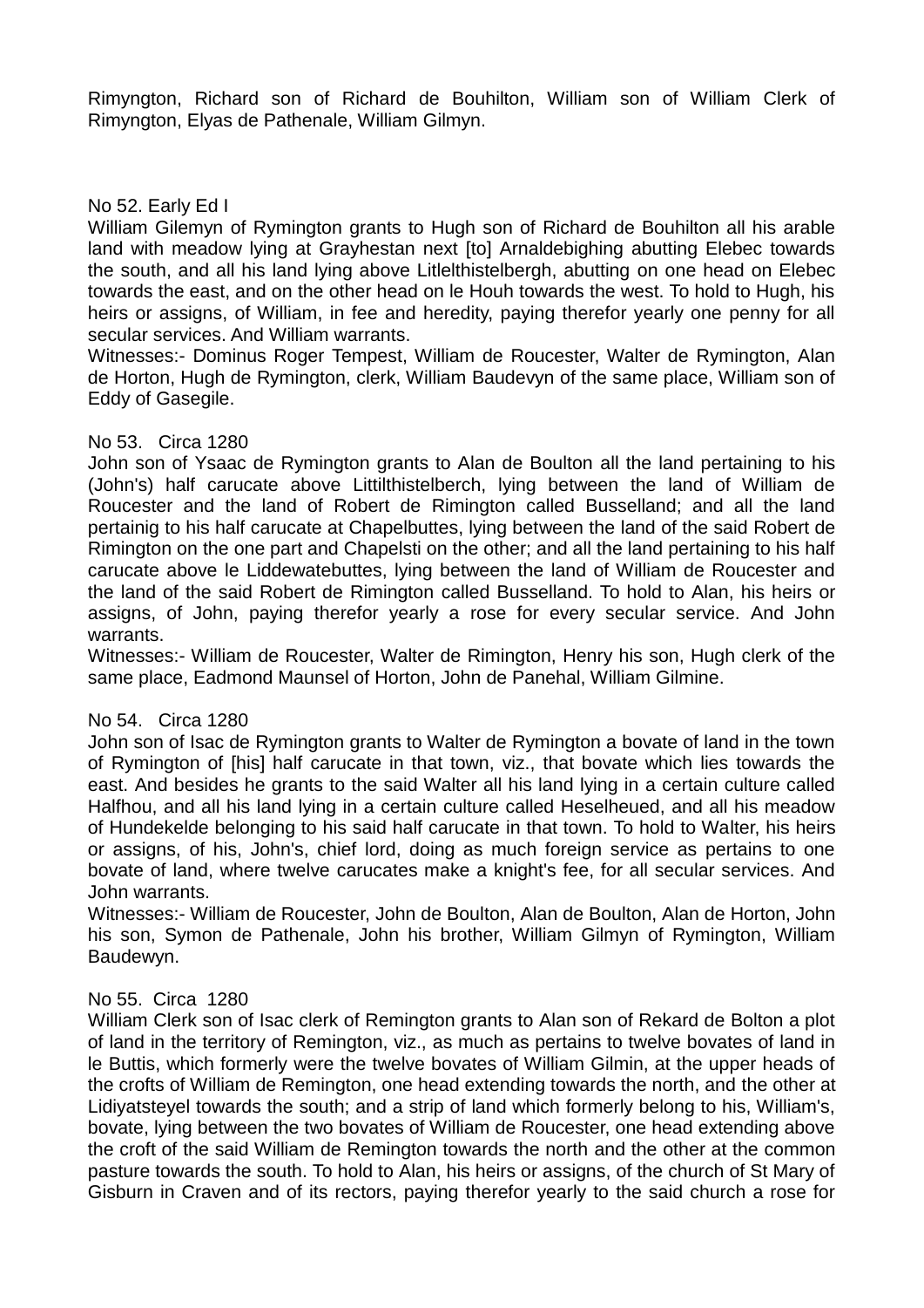Rimyngton, Richard son of Richard de Bouhilton, William son of William Clerk of Rimyngton, Elyas de Pathenale, William Gilmyn.

No 52. Early Ed I

William Gilemyn of Rymington grants to Hugh son of Richard de Bouhilton all his arable land with meadow lying at Grayhestan next [to] Arnaldebighing abutting Elebec towards the south, and all his land lying above Litlelthistelbergh, abutting on one head on Elebec towards the east, and on the other head on le Houh towards the west. To hold to Hugh, his heirs or assigns, of William, in fee and heredity, paying therefor yearly one penny for all secular services. And William warrants.

Witnesses:- Dominus Roger Tempest, William de Roucester, Walter de Rymington, Alan de Horton, Hugh de Rymington, clerk, William Baudevyn of the same place, William son of Eddy of Gasegile.

No 53. Circa 1280

John son of Ysaac de Rymington grants to Alan de Boulton all the land pertaining to his (John's) half carucate above Littilthistelberch, lying between the land of William de Roucester and the land of Robert de Rimington called Busselland; and all the land pertainig to his half carucate at Chapelbuttes, lying between the land of the said Robert de Rimington on the one part and Chapelsti on the other; and all the land pertaining to his half carucate above le Liddewatebuttes, lying between the land of William de Roucester and the land of the said Robert de Rimington called Busselland. To hold to Alan, his heirs or assigns, of John, paying therefor yearly a rose for every secular service. And John warrants.

Witnesses:- William de Roucester, Walter de Rimington, Henry his son, Hugh clerk of the same place, Eadmond Maunsel of Horton, John de Panehal, William Gilmine.

No 54. Circa 1280

John son of Isac de Rymington grants to Walter de Rymington a bovate of land in the town of Rymington of [his] half carucate in that town, viz., that bovate which lies towards the east. And besides he grants to the said Walter all his land lying in a certain culture called Halfhou, and all his land lying in a certain culture called Heselheued, and all his meadow of Hundekelde belonging to his said half carucate in that town. To hold to Walter, his heirs or assigns, of his, John's, chief lord, doing as much foreign service as pertains to one bovate of land, where twelve carucates make a knight's fee, for all secular services. And John warrants.

Witnesses:- William de Roucester, John de Boulton, Alan de Boulton, Alan de Horton, John his son, Symon de Pathenale, John his brother, William Gilmyn of Rymington, William Baudewyn.

No 55. Circa 1280

William Clerk son of Isac clerk of Remington grants to Alan son of Rekard de Bolton a plot of land in the territory of Remington, viz., as much as pertains to twelve bovates of land in le Buttis, which formerly were the twelve bovates of William Gilmin, at the upper heads of the crofts of William de Remington, one head extending towards the north, and the other at Lidiyatsteyel towards the south; and a strip of land which formerly belong to his, William's, bovate, lying between the two bovates of William de Roucester, one head extending above the croft of the said William de Remington towards the north and the other at the common pasture towards the south. To hold to Alan, his heirs or assigns, of the church of St Mary of Gisburn in Craven and of its rectors, paying therefor yearly to the said church a rose for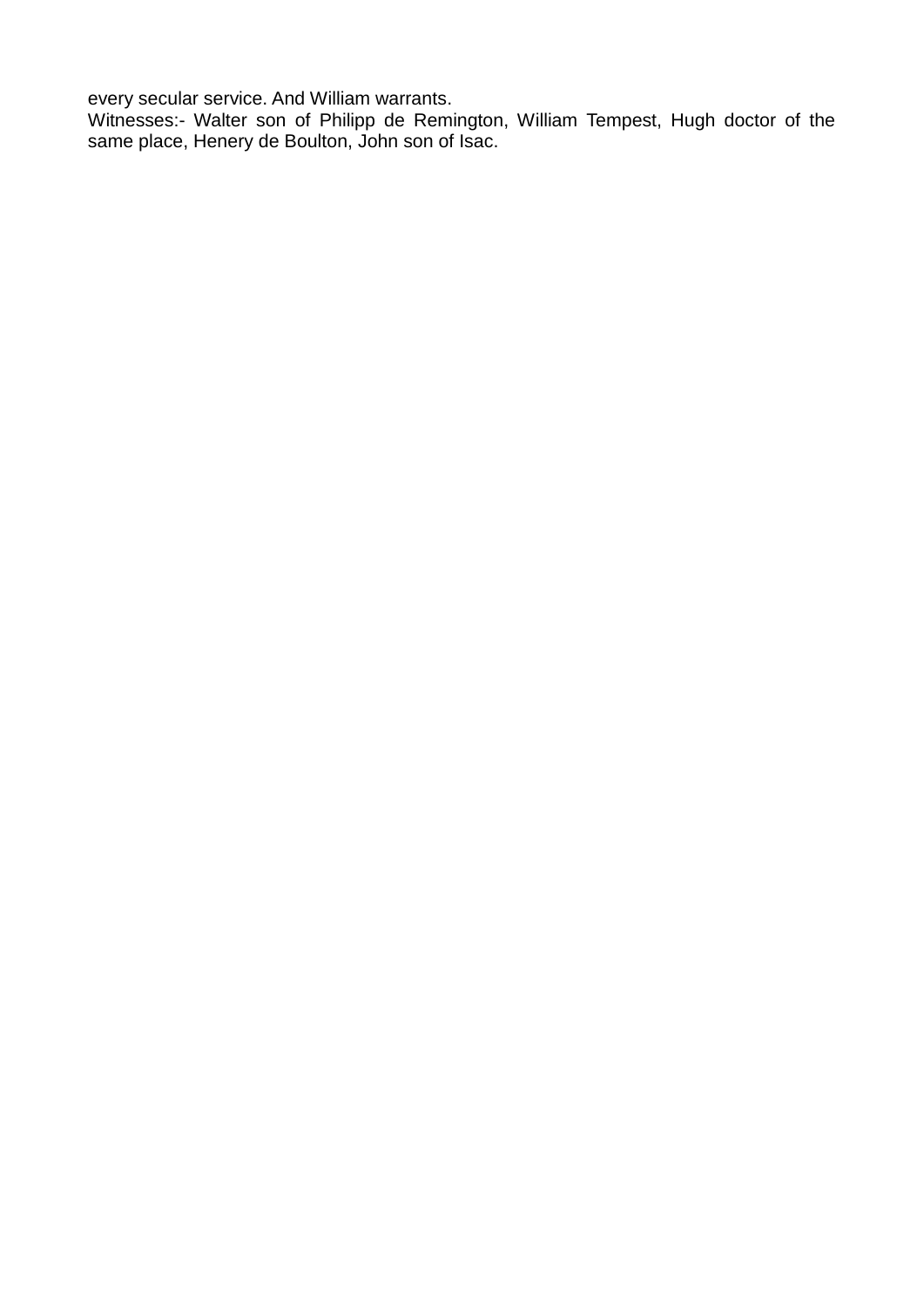every secular service. And William warrants.

Witnesses:- Walter son of Philipp de Remington, William Tempest, Hugh doctor of the same place, Henery de Boulton, John son of Isac.